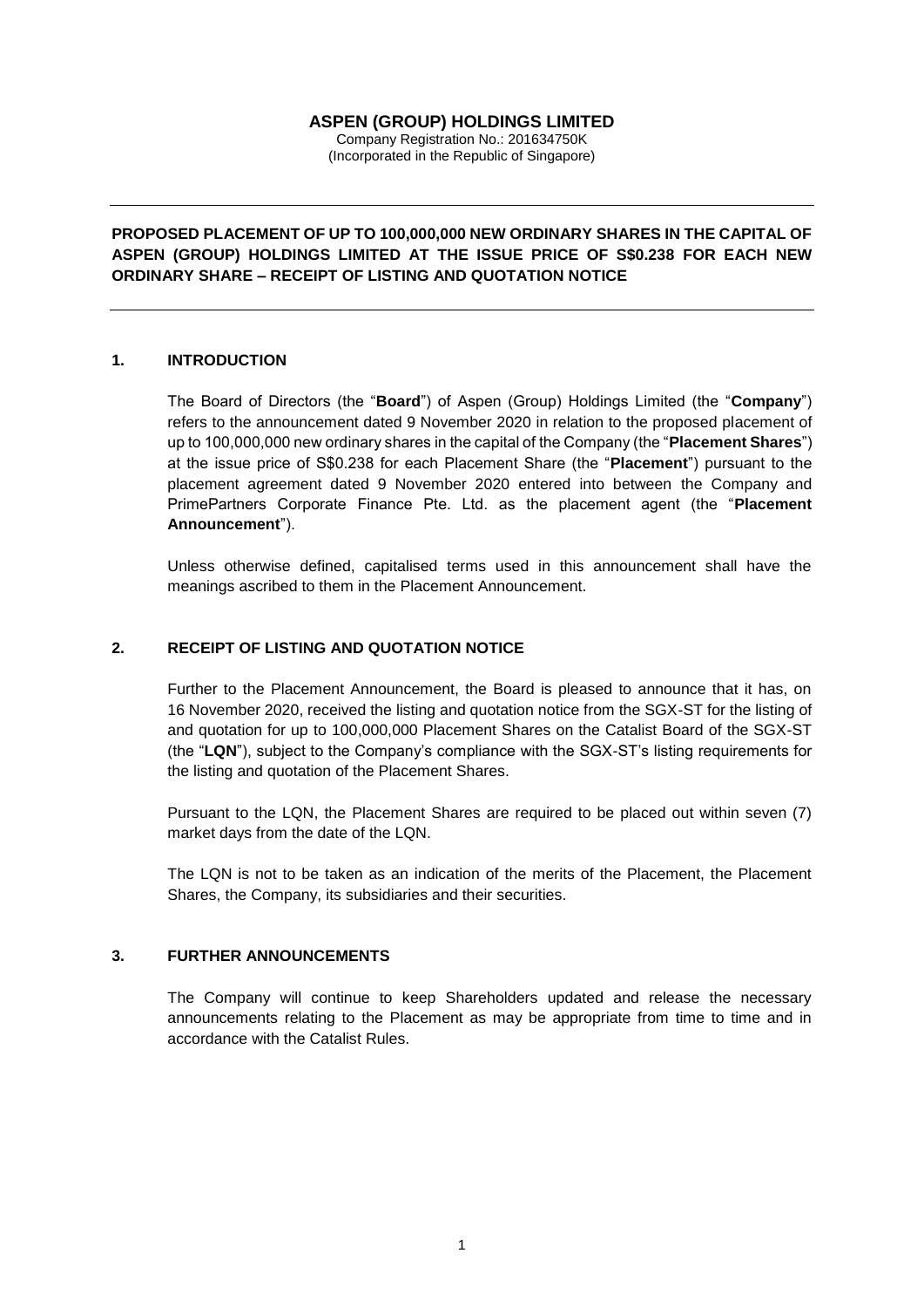# ASPEN (GROUP) HOLDINGS LIMITED

Company Registration No.: 201634750K
(Incorporated in the Republic of Singapore)

---

**PROPOSED PLACEMENT OF UP TO 100,000,000 NEW ORDINARY SHARES IN THE CAPITAL OF ASPEN (GROUP) HOLDINGS LIMITED AT THE ISSUE PRICE OF S$0.238 FOR EACH NEW ORDINARY SHARE – RECEIPT OF LISTING AND QUOTATION NOTICE**

---

## 1. INTRODUCTION

The Board of Directors (the "**Board**") of Aspen (Group) Holdings Limited (the "**Company**") refers to the announcement dated 9 November 2020 in relation to the proposed placement of up to 100,000,000 new ordinary shares in the capital of the Company (the "**Placement Shares**") at the issue price of S$0.238 for each Placement Share (the "**Placement**") pursuant to the placement agreement dated 9 November 2020 entered into between the Company and PrimePartners Corporate Finance Pte. Ltd. as the placement agent (the "**Placement Announcement**").

Unless otherwise defined, capitalised terms used in this announcement shall have the meanings ascribed to them in the Placement Announcement.

## 2. RECEIPT OF LISTING AND QUOTATION NOTICE

Further to the Placement Announcement, the Board is pleased to announce that it has, on 16 November 2020, received the listing and quotation notice from the SGX-ST for the listing of and quotation for up to 100,000,000 Placement Shares on the Catalist Board of the SGX-ST (the "**LQN**"), subject to the Company's compliance with the SGX-ST's listing requirements for the listing and quotation of the Placement Shares.

Pursuant to the LQN, the Placement Shares are required to be placed out within seven (7) market days from the date of the LQN.

The LQN is not to be taken as an indication of the merits of the Placement, the Placement Shares, the Company, its subsidiaries and their securities.

## 3. FURTHER ANNOUNCEMENTS

The Company will continue to keep Shareholders updated and release the necessary announcements relating to the Placement as may be appropriate from time to time and in accordance with the Catalist Rules.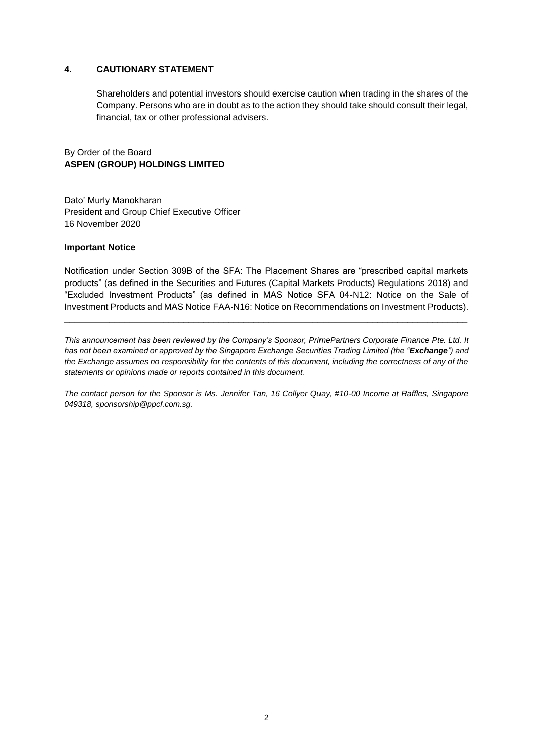## 4. CAUTIONARY STATEMENT

Shareholders and potential investors should exercise caution when trading in the shares of the Company. Persons who are in doubt as to the action they should take should consult their legal, financial, tax or other professional advisers.

By Order of the Board
**ASPEN (GROUP) HOLDINGS LIMITED**

Dato' Murly Manokharan
President and Group Chief Executive Officer
16 November 2020

**Important Notice**

Notification under Section 309B of the SFA: The Placement Shares are "prescribed capital markets products" (as defined in the Securities and Futures (Capital Markets Products) Regulations 2018) and "Excluded Investment Products" (as defined in MAS Notice SFA 04-N12: Notice on the Sale of Investment Products and MAS Notice FAA-N16: Notice on Recommendations on Investment Products).

---

*This announcement has been reviewed by the Company's Sponsor, PrimePartners Corporate Finance Pte. Ltd. It has not been examined or approved by the Singapore Exchange Securities Trading Limited (the "**Exchange**") and the Exchange assumes no responsibility for the contents of this document, including the correctness of any of the statements or opinions made or reports contained in this document.*

*The contact person for the Sponsor is Ms. Jennifer Tan, 16 Collyer Quay, #10-00 Income at Raffles, Singapore 049318, sponsorship@ppcf.com.sg.*